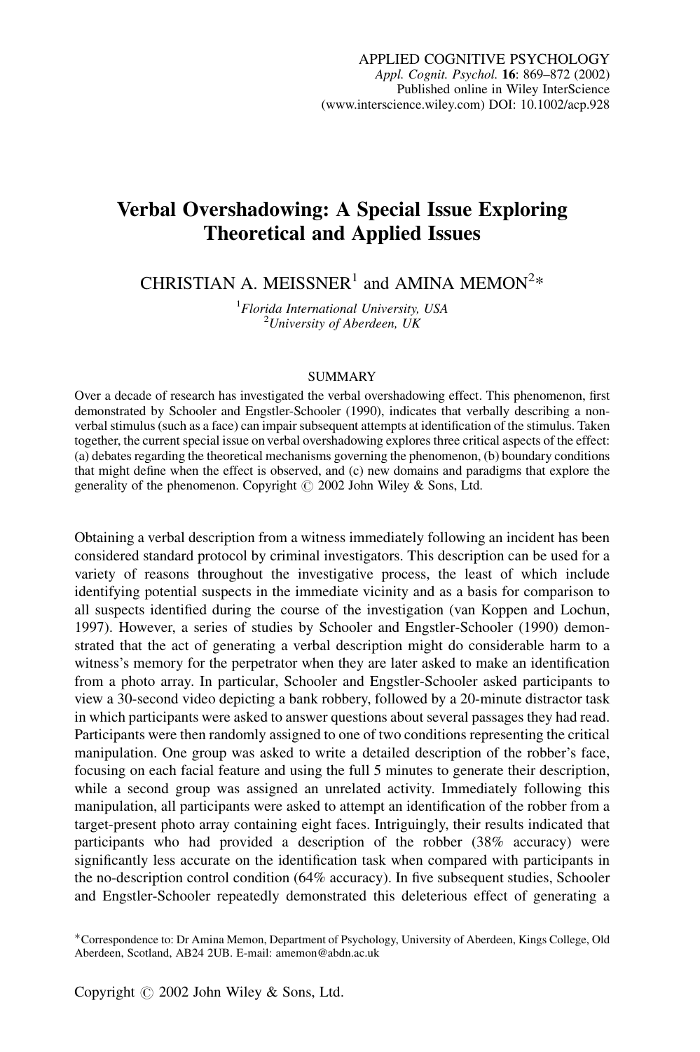# Verbal Overshadowing: A Special Issue Exploring Theoretical and Applied Issues

CHRISTIAN A. MEISSNER[1] and AMINA MEMON[2]*

[1]*Florida International University, USA*
[2]*University of Aberdeen, UK*

## SUMMARY

Over a decade of research has investigated the verbal overshadowing effect. This phenomenon, first demonstrated by Schooler and Engstler-Schooler (1990), indicates that verbally describing a non-verbal stimulus (such as a face) can impair subsequent attempts at identification of the stimulus. Taken together, the current special issue on verbal overshadowing explores three critical aspects of the effect: (a) debates regarding the theoretical mechanisms governing the phenomenon, (b) boundary conditions that might define when the effect is observed, and (c) new domains and paradigms that explore the generality of the phenomenon. Copyright © 2002 John Wiley & Sons, Ltd.

Obtaining a verbal description from a witness immediately following an incident has been considered standard protocol by criminal investigators. This description can be used for a variety of reasons throughout the investigative process, the least of which include identifying potential suspects in the immediate vicinity and as a basis for comparison to all suspects identified during the course of the investigation (van Koppen and Lochun, 1997). However, a series of studies by Schooler and Engstler-Schooler (1990) demonstrated that the act of generating a verbal description might do considerable harm to a witness's memory for the perpetrator when they are later asked to make an identification from a photo array. In particular, Schooler and Engstler-Schooler asked participants to view a 30-second video depicting a bank robbery, followed by a 20-minute distractor task in which participants were asked to answer questions about several passages they had read. Participants were then randomly assigned to one of two conditions representing the critical manipulation. One group was asked to write a detailed description of the robber's face, focusing on each facial feature and using the full 5 minutes to generate their description, while a second group was assigned an unrelated activity. Immediately following this manipulation, all participants were asked to attempt an identification of the robber from a target-present photo array containing eight faces. Intriguingly, their results indicated that participants who had provided a description of the robber (38% accuracy) were significantly less accurate on the identification task when compared with participants in the no-description control condition (64% accuracy). In five subsequent studies, Schooler and Engstler-Schooler repeatedly demonstrated this deleterious effect of generating a

*Correspondence to: Dr Amina Memon, Department of Psychology, University of Aberdeen, Kings College, Old Aberdeen, Scotland, AB24 2UB. E-mail: amemon@abdn.ac.uk

Copyright © 2002 John Wiley & Sons, Ltd.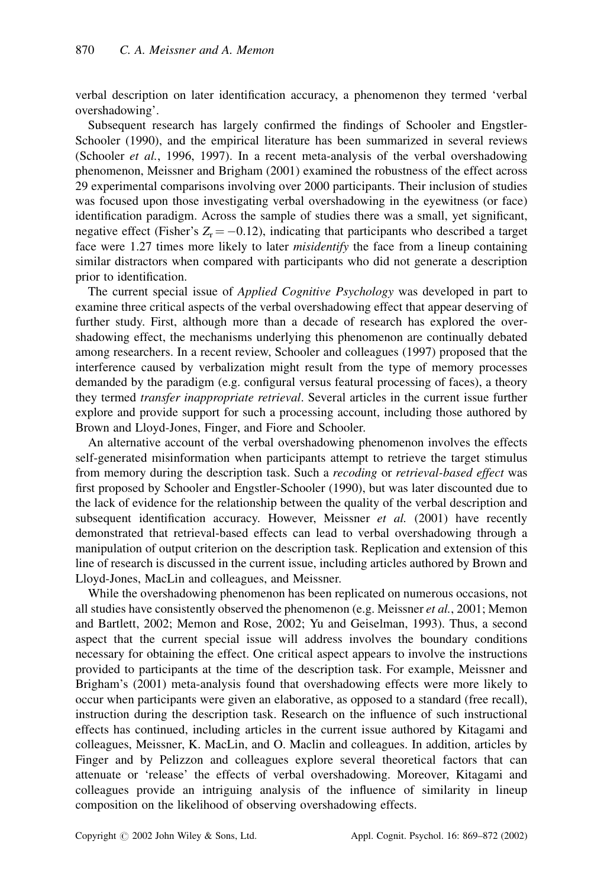verbal description on later identification accuracy, a phenomenon they termed 'verbal overshadowing'.

Subsequent research has largely confirmed the findings of Schooler and Engstler-Schooler (1990), and the empirical literature has been summarized in several reviews (Schooler *et al.*, 1996, 1997). In a recent meta-analysis of the verbal overshadowing phenomenon, Meissner and Brigham (2001) examined the robustness of the effect across 29 experimental comparisons involving over 2000 participants. Their inclusion of studies was focused upon those investigating verbal overshadowing in the eyewitness (or face) identification paradigm. Across the sample of studies there was a small, yet significant, negative effect (Fisher's $Z_r = -0.12$), indicating that participants who described a target face were 1.27 times more likely to later *misidentify* the face from a lineup containing similar distractors when compared with participants who did not generate a description prior to identification.

The current special issue of *Applied Cognitive Psychology* was developed in part to examine three critical aspects of the verbal overshadowing effect that appear deserving of further study. First, although more than a decade of research has explored the overshadowing effect, the mechanisms underlying this phenomenon are continually debated among researchers. In a recent review, Schooler and colleagues (1997) proposed that the interference caused by verbalization might result from the type of memory processes demanded by the paradigm (e.g. configural versus featural processing of faces), a theory they termed *transfer inappropriate retrieval*. Several articles in the current issue further explore and provide support for such a processing account, including those authored by Brown and Lloyd-Jones, Finger, and Fiore and Schooler.

An alternative account of the verbal overshadowing phenomenon involves the effects self-generated misinformation when participants attempt to retrieve the target stimulus from memory during the description task. Such a *recoding* or *retrieval-based effect* was first proposed by Schooler and Engstler-Schooler (1990), but was later discounted due to the lack of evidence for the relationship between the quality of the verbal description and subsequent identification accuracy. However, Meissner *et al.* (2001) have recently demonstrated that retrieval-based effects can lead to verbal overshadowing through a manipulation of output criterion on the description task. Replication and extension of this line of research is discussed in the current issue, including articles authored by Brown and Lloyd-Jones, MacLin and colleagues, and Meissner.

While the overshadowing phenomenon has been replicated on numerous occasions, not all studies have consistently observed the phenomenon (e.g. Meissner *et al.*, 2001; Memon and Bartlett, 2002; Memon and Rose, 2002; Yu and Geiselman, 1993). Thus, a second aspect that the current special issue will address involves the boundary conditions necessary for obtaining the effect. One critical aspect appears to involve the instructions provided to participants at the time of the description task. For example, Meissner and Brigham's (2001) meta-analysis found that overshadowing effects were more likely to occur when participants were given an elaborative, as opposed to a standard (free recall), instruction during the description task. Research on the influence of such instructional effects has continued, including articles in the current issue authored by Kitagami and colleagues, Meissner, K. MacLin, and O. Maclin and colleagues. In addition, articles by Finger and by Pelizzon and colleagues explore several theoretical factors that can attenuate or 'release' the effects of verbal overshadowing. Moreover, Kitagami and colleagues provide an intriguing analysis of the influence of similarity in lineup composition on the likelihood of observing overshadowing effects.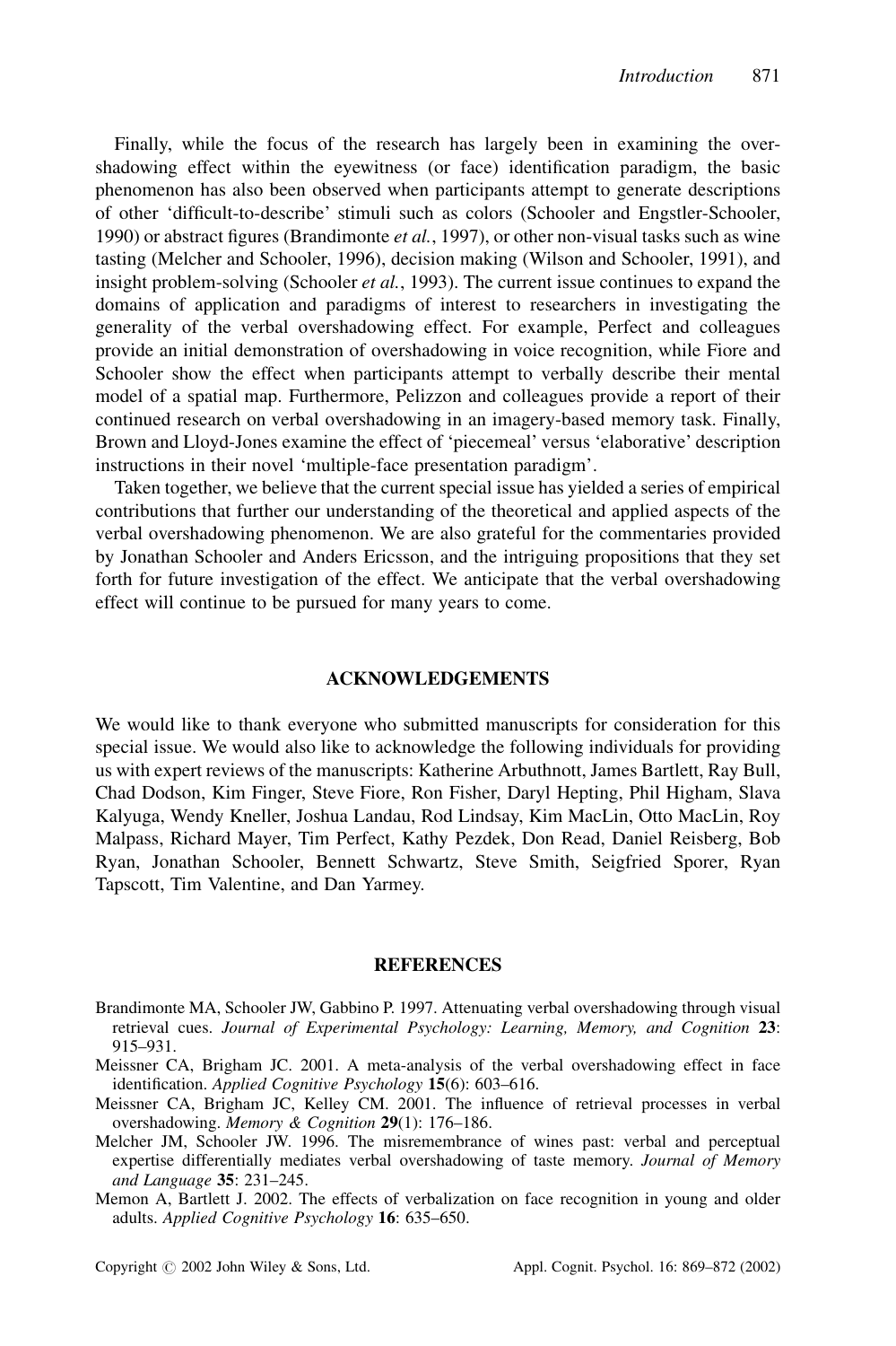Finally, while the focus of the research has largely been in examining the overshadowing effect within the eyewitness (or face) identification paradigm, the basic phenomenon has also been observed when participants attempt to generate descriptions of other 'difficult-to-describe' stimuli such as colors (Schooler and Engstler-Schooler, 1990) or abstract figures (Brandimonte *et al.*, 1997), or other non-visual tasks such as wine tasting (Melcher and Schooler, 1996), decision making (Wilson and Schooler, 1991), and insight problem-solving (Schooler *et al.*, 1993). The current issue continues to expand the domains of application and paradigms of interest to researchers in investigating the generality of the verbal overshadowing effect. For example, Perfect and colleagues provide an initial demonstration of overshadowing in voice recognition, while Fiore and Schooler show the effect when participants attempt to verbally describe their mental model of a spatial map. Furthermore, Pelizzon and colleagues provide a report of their continued research on verbal overshadowing in an imagery-based memory task. Finally, Brown and Lloyd-Jones examine the effect of 'piecemeal' versus 'elaborative' description instructions in their novel 'multiple-face presentation paradigm'.

Taken together, we believe that the current special issue has yielded a series of empirical contributions that further our understanding of the theoretical and applied aspects of the verbal overshadowing phenomenon. We are also grateful for the commentaries provided by Jonathan Schooler and Anders Ericsson, and the intriguing propositions that they set forth for future investigation of the effect. We anticipate that the verbal overshadowing effect will continue to be pursued for many years to come.

## ACKNOWLEDGEMENTS

We would like to thank everyone who submitted manuscripts for consideration for this special issue. We would also like to acknowledge the following individuals for providing us with expert reviews of the manuscripts: Katherine Arbuthnott, James Bartlett, Ray Bull, Chad Dodson, Kim Finger, Steve Fiore, Ron Fisher, Daryl Hepting, Phil Higham, Slava Kalyuga, Wendy Kneller, Joshua Landau, Rod Lindsay, Kim MacLin, Otto MacLin, Roy Malpass, Richard Mayer, Tim Perfect, Kathy Pezdek, Don Read, Daniel Reisberg, Bob Ryan, Jonathan Schooler, Bennett Schwartz, Steve Smith, Seigfried Sporer, Ryan Tapscott, Tim Valentine, and Dan Yarmey.

## REFERENCES

Brandimonte MA, Schooler JW, Gabbino P. 1997. Attenuating verbal overshadowing through visual retrieval cues. *Journal of Experimental Psychology: Learning, Memory, and Cognition* **23**: 915–931.

Meissner CA, Brigham JC. 2001. A meta-analysis of the verbal overshadowing effect in face identification. *Applied Cognitive Psychology* **15**(6): 603–616.

Meissner CA, Brigham JC, Kelley CM. 2001. The influence of retrieval processes in verbal overshadowing. *Memory & Cognition* **29**(1): 176–186.

Melcher JM, Schooler JW. 1996. The misremembrance of wines past: verbal and perceptual expertise differentially mediates verbal overshadowing of taste memory. *Journal of Memory and Language* **35**: 231–245.

Memon A, Bartlett J. 2002. The effects of verbalization on face recognition in young and older adults. *Applied Cognitive Psychology* **16**: 635–650.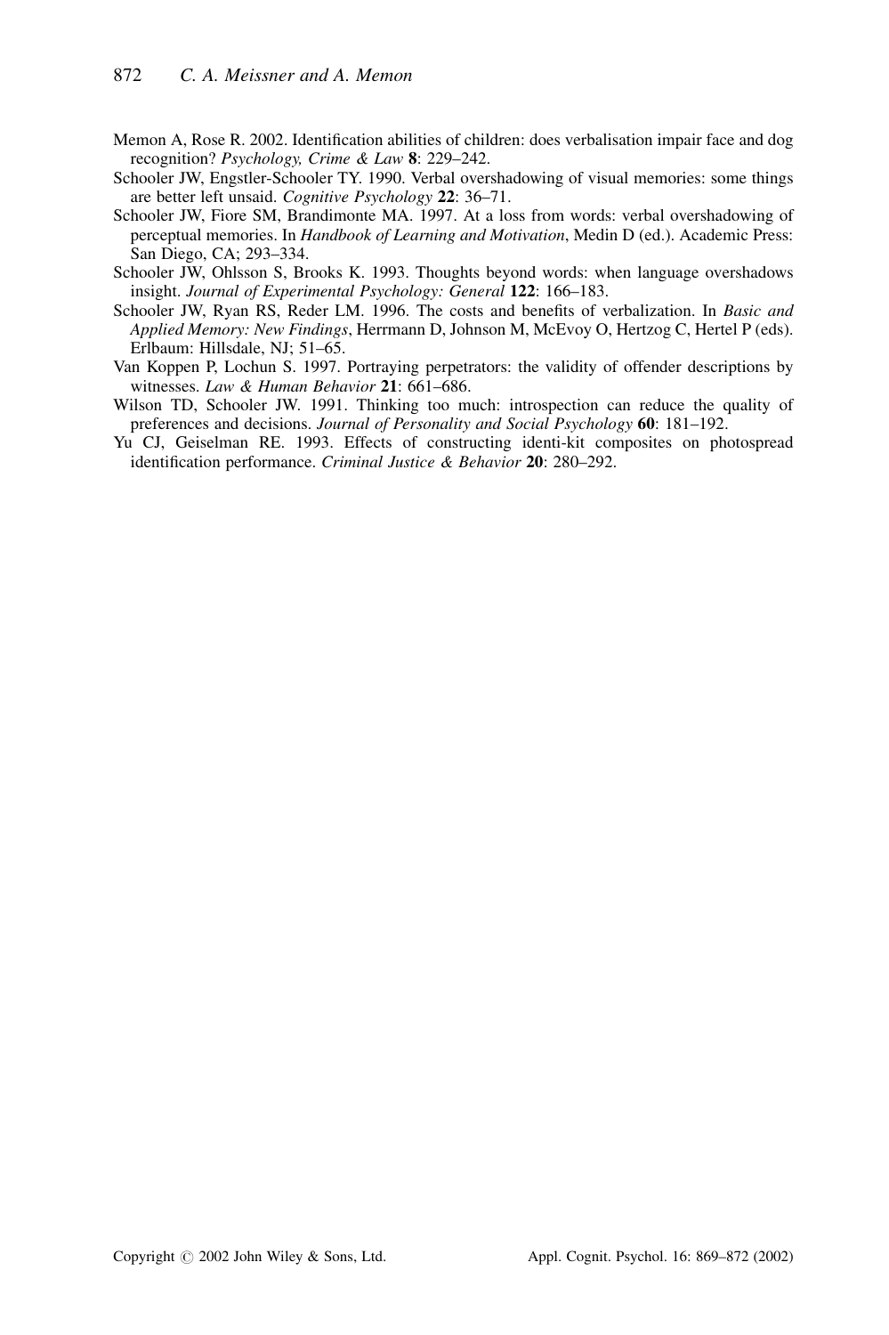Memon A, Rose R. 2002. Identification abilities of children: does verbalisation impair face and dog recognition? *Psychology, Crime & Law* **8**: 229–242.

Schooler JW, Engstler-Schooler TY. 1990. Verbal overshadowing of visual memories: some things are better left unsaid. *Cognitive Psychology* **22**: 36–71.

Schooler JW, Fiore SM, Brandimonte MA. 1997. At a loss from words: verbal overshadowing of perceptual memories. In *Handbook of Learning and Motivation*, Medin D (ed.). Academic Press: San Diego, CA; 293–334.

Schooler JW, Ohlsson S, Brooks K. 1993. Thoughts beyond words: when language overshadows insight. *Journal of Experimental Psychology: General* **122**: 166–183.

Schooler JW, Ryan RS, Reder LM. 1996. The costs and benefits of verbalization. In *Basic and Applied Memory: New Findings*, Herrmann D, Johnson M, McEvoy O, Hertzog C, Hertel P (eds). Erlbaum: Hillsdale, NJ; 51–65.

Van Koppen P, Lochun S. 1997. Portraying perpetrators: the validity of offender descriptions by witnesses. *Law & Human Behavior* **21**: 661–686.

Wilson TD, Schooler JW. 1991. Thinking too much: introspection can reduce the quality of preferences and decisions. *Journal of Personality and Social Psychology* **60**: 181–192.

Yu CJ, Geiselman RE. 1993. Effects of constructing identi-kit composites on photospread identification performance. *Criminal Justice & Behavior* **20**: 280–292.